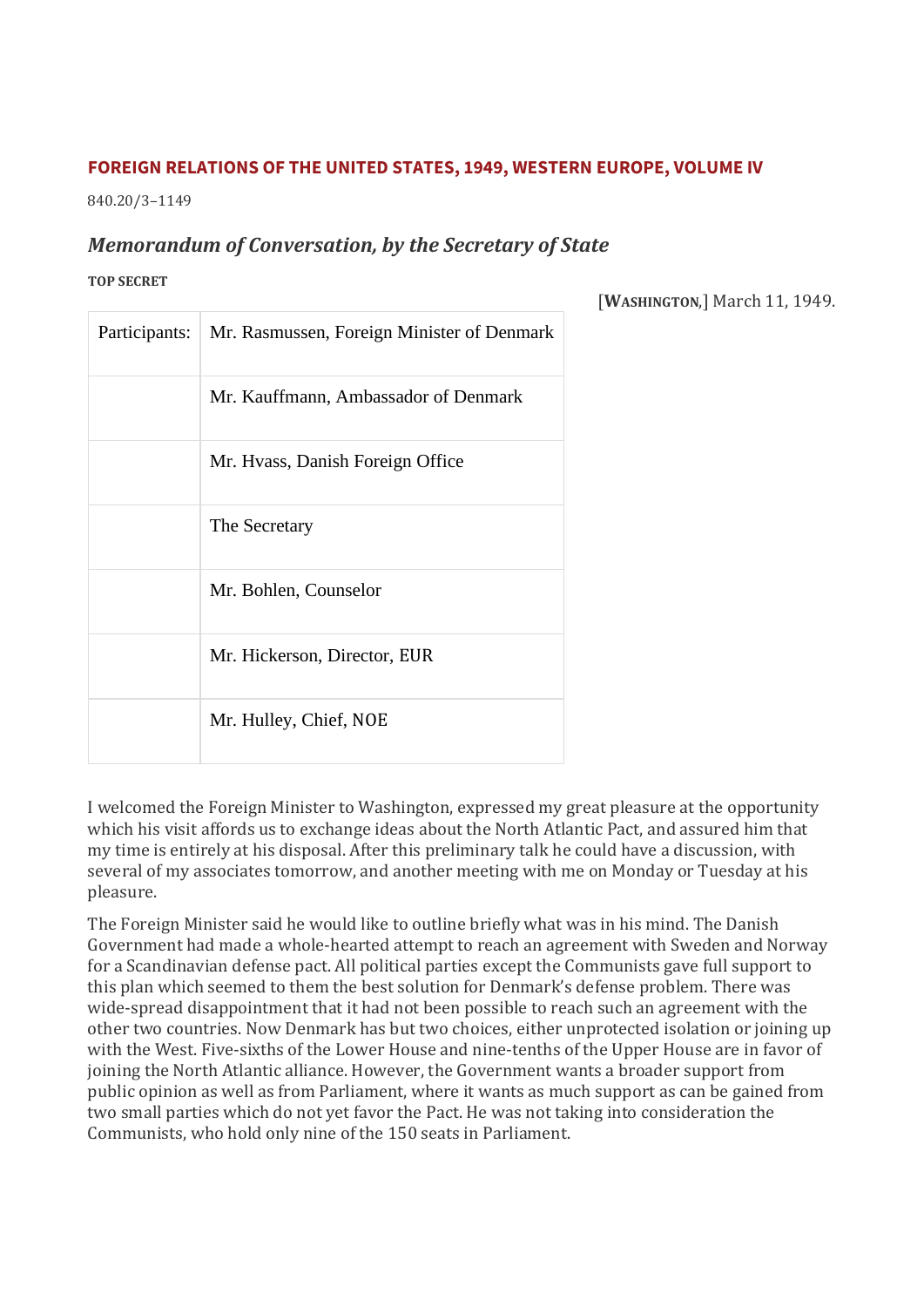**FOREIGN RELATIONS OF THE UNITED STATES, 1949, WESTERN EUROPE, VOLUME IV**

840.20/3–1149

## *Memorandum of Conversation, by the Secretary of State*

**TOP SECRET**

[WASHINGTON,] March 11, 1949.

| Participants: | Mr. Rasmussen, Foreign Minister of Denmark |
|---|---|
| | Mr. Kauffmann, Ambassador of Denmark |
| | Mr. Hvass, Danish Foreign Office |
| | The Secretary |
| | Mr. Bohlen, Counselor |
| | Mr. Hickerson, Director, EUR |
| | Mr. Hulley, Chief, NOE |

I welcomed the Foreign Minister to Washington, expressed my great pleasure at the opportunity which his visit affords us to exchange ideas about the North Atlantic Pact, and assured him that my time is entirely at his disposal. After this preliminary talk he could have a discussion, with several of my associates tomorrow, and another meeting with me on Monday or Tuesday at his pleasure.

The Foreign Minister said he would like to outline briefly what was in his mind. The Danish Government had made a whole-hearted attempt to reach an agreement with Sweden and Norway for a Scandinavian defense pact. All political parties except the Communists gave full support to this plan which seemed to them the best solution for Denmark's defense problem. There was wide-spread disappointment that it had not been possible to reach such an agreement with the other two countries. Now Denmark has but two choices, either unprotected isolation or joining up with the West. Five-sixths of the Lower House and nine-tenths of the Upper House are in favor of joining the North Atlantic alliance. However, the Government wants a broader support from public opinion as well as from Parliament, where it wants as much support as can be gained from two small parties which do not yet favor the Pact. He was not taking into consideration the Communists, who hold only nine of the 150 seats in Parliament.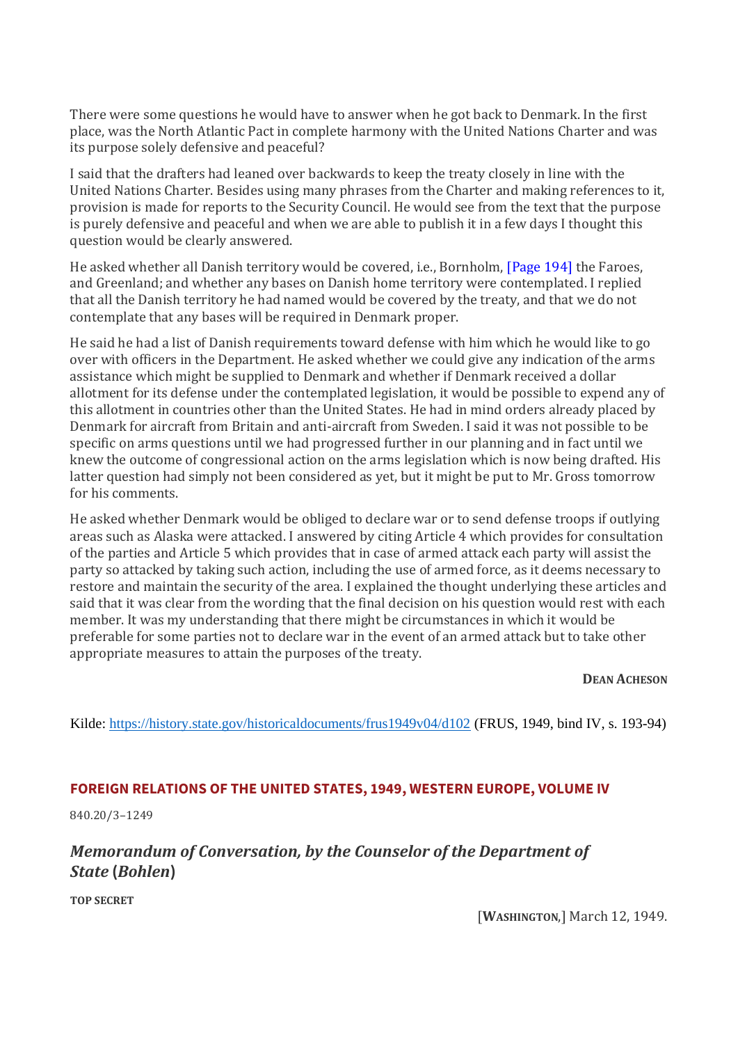There were some questions he would have to answer when he got back to Denmark. In the first place, was the North Atlantic Pact in complete harmony with the United Nations Charter and was its purpose solely defensive and peaceful?

I said that the drafters had leaned over backwards to keep the treaty closely in line with the United Nations Charter. Besides using many phrases from the Charter and making references to it, provision is made for reports to the Security Council. He would see from the text that the purpose is purely defensive and peaceful and when we are able to publish it in a few days I thought this question would be clearly answered.

He asked whether all Danish territory would be covered, i.e., Bornholm, [Page 194] the Faroes, and Greenland; and whether any bases on Danish home territory were contemplated. I replied that all the Danish territory he had named would be covered by the treaty, and that we do not contemplate that any bases will be required in Denmark proper.

He said he had a list of Danish requirements toward defense with him which he would like to go over with officers in the Department. He asked whether we could give any indication of the arms assistance which might be supplied to Denmark and whether if Denmark received a dollar allotment for its defense under the contemplated legislation, it would be possible to expend any of this allotment in countries other than the United States. He had in mind orders already placed by Denmark for aircraft from Britain and anti-aircraft from Sweden. I said it was not possible to be specific on arms questions until we had progressed further in our planning and in fact until we knew the outcome of congressional action on the arms legislation which is now being drafted. His latter question had simply not been considered as yet, but it might be put to Mr. Gross tomorrow for his comments.

He asked whether Denmark would be obliged to declare war or to send defense troops if outlying areas such as Alaska were attacked. I answered by citing Article 4 which provides for consultation of the parties and Article 5 which provides that in case of armed attack each party will assist the party so attacked by taking such action, including the use of armed force, as it deems necessary to restore and maintain the security of the area. I explained the thought underlying these articles and said that it was clear from the wording that the final decision on his question would rest with each member. It was my understanding that there might be circumstances in which it would be preferable for some parties not to declare war in the event of an armed attack but to take other appropriate measures to attain the purposes of the treaty.

**Dean Acheson**

Kilde: https://history.state.gov/historicaldocuments/frus1949v04/d102 (FRUS, 1949, bind IV, s. 193-94)

## FOREIGN RELATIONS OF THE UNITED STATES, 1949, WESTERN EUROPE, VOLUME IV

840.20/3–1249

### *Memorandum of Conversation, by the Counselor of the Department of State (Bohlen)*

**TOP SECRET**

[**Washington**,] March 12, 1949.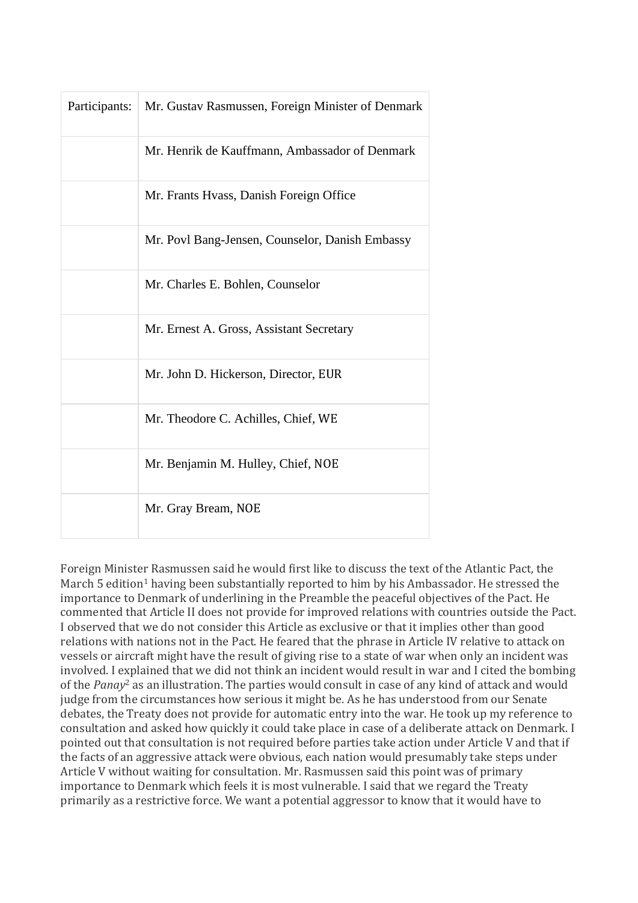| Participants: | Mr. Gustav Rasmussen, Foreign Minister of Denmark |
|---|---|
| | Mr. Henrik de Kauffmann, Ambassador of Denmark |
| | Mr. Frants Hvass, Danish Foreign Office |
| | Mr. Povl Bang-Jensen, Counselor, Danish Embassy |
| | Mr. Charles E. Bohlen, Counselor |
| | Mr. Ernest A. Gross, Assistant Secretary |
| | Mr. John D. Hickerson, Director, EUR |
| | Mr. Theodore C. Achilles, Chief, WE |
| | Mr. Benjamin M. Hulley, Chief, NOE |
| | Mr. Gray Bream, NOE |

Foreign Minister Rasmussen said he would first like to discuss the text of the Atlantic Pact, the March 5 edition[1] having been substantially reported to him by his Ambassador. He stressed the importance to Denmark of underlining in the Preamble the peaceful objectives of the Pact. He commented that Article II does not provide for improved relations with countries outside the Pact. I observed that we do not consider this Article as exclusive or that it implies other than good relations with nations not in the Pact. He feared that the phrase in Article IV relative to attack on vessels or aircraft might have the result of giving rise to a state of war when only an incident was involved. I explained that we did not think an incident would result in war and I cited the bombing of the *Panay*[2] as an illustration. The parties would consult in case of any kind of attack and would judge from the circumstances how serious it might be. As he has understood from our Senate debates, the Treaty does not provide for automatic entry into the war. He took up my reference to consultation and asked how quickly it could take place in case of a deliberate attack on Denmark. I pointed out that consultation is not required before parties take action under Article V and that if the facts of an aggressive attack were obvious, each nation would presumably take steps under Article V without waiting for consultation. Mr. Rasmussen said this point was of primary importance to Denmark which feels it is most vulnerable. I said that we regard the Treaty primarily as a restrictive force. We want a potential aggressor to know that it would have to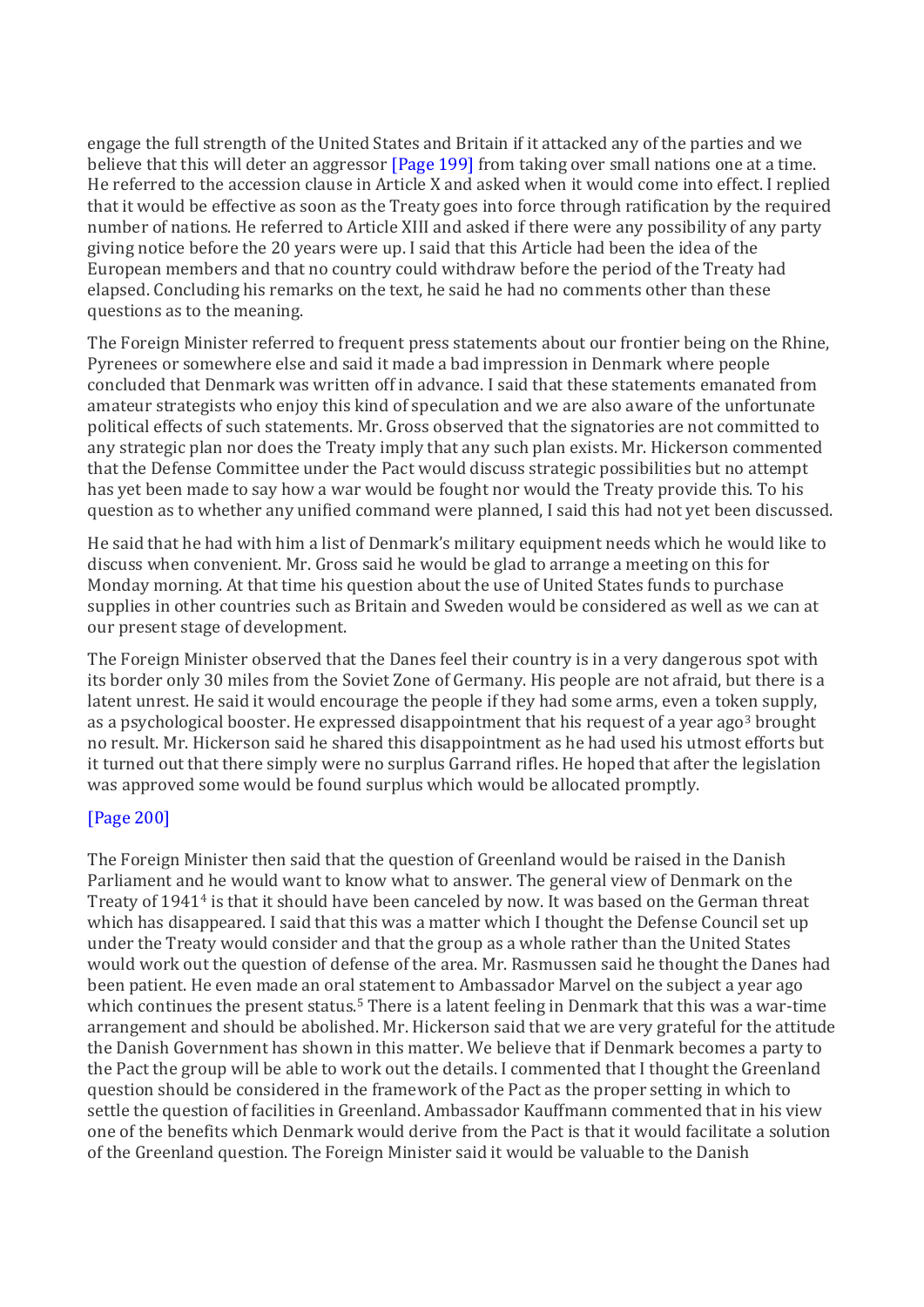engage the full strength of the United States and Britain if it attacked any of the parties and we believe that this will deter an aggressor [Page 199] from taking over small nations one at a time. He referred to the accession clause in Article X and asked when it would come into effect. I replied that it would be effective as soon as the Treaty goes into force through ratification by the required number of nations. He referred to Article XIII and asked if there were any possibility of any party giving notice before the 20 years were up. I said that this Article had been the idea of the European members and that no country could withdraw before the period of the Treaty had elapsed. Concluding his remarks on the text, he said he had no comments other than these questions as to the meaning.

The Foreign Minister referred to frequent press statements about our frontier being on the Rhine, Pyrenees or somewhere else and said it made a bad impression in Denmark where people concluded that Denmark was written off in advance. I said that these statements emanated from amateur strategists who enjoy this kind of speculation and we are also aware of the unfortunate political effects of such statements. Mr. Gross observed that the signatories are not committed to any strategic plan nor does the Treaty imply that any such plan exists. Mr. Hickerson commented that the Defense Committee under the Pact would discuss strategic possibilities but no attempt has yet been made to say how a war would be fought nor would the Treaty provide this. To his question as to whether any unified command were planned, I said this had not yet been discussed.

He said that he had with him a list of Denmark's military equipment needs which he would like to discuss when convenient. Mr. Gross said he would be glad to arrange a meeting on this for Monday morning. At that time his question about the use of United States funds to purchase supplies in other countries such as Britain and Sweden would be considered as well as we can at our present stage of development.

The Foreign Minister observed that the Danes feel their country is in a very dangerous spot with its border only 30 miles from the Soviet Zone of Germany. His people are not afraid, but there is a latent unrest. He said it would encourage the people if they had some arms, even a token supply, as a psychological booster. He expressed disappointment that his request of a year ago[3] brought no result. Mr. Hickerson said he shared this disappointment as he had used his utmost efforts but it turned out that there simply were no surplus Garrand rifles. He hoped that after the legislation was approved some would be found surplus which would be allocated promptly.

[Page 200]

The Foreign Minister then said that the question of Greenland would be raised in the Danish Parliament and he would want to know what to answer. The general view of Denmark on the Treaty of 1941[4] is that it should have been canceled by now. It was based on the German threat which has disappeared. I said that this was a matter which I thought the Defense Council set up under the Treaty would consider and that the group as a whole rather than the United States would work out the question of defense of the area. Mr. Rasmussen said he thought the Danes had been patient. He even made an oral statement to Ambassador Marvel on the subject a year ago which continues the present status.[5] There is a latent feeling in Denmark that this was a war-time arrangement and should be abolished. Mr. Hickerson said that we are very grateful for the attitude the Danish Government has shown in this matter. We believe that if Denmark becomes a party to the Pact the group will be able to work out the details. I commented that I thought the Greenland question should be considered in the framework of the Pact as the proper setting in which to settle the question of facilities in Greenland. Ambassador Kauffmann commented that in his view one of the benefits which Denmark would derive from the Pact is that it would facilitate a solution of the Greenland question. The Foreign Minister said it would be valuable to the Danish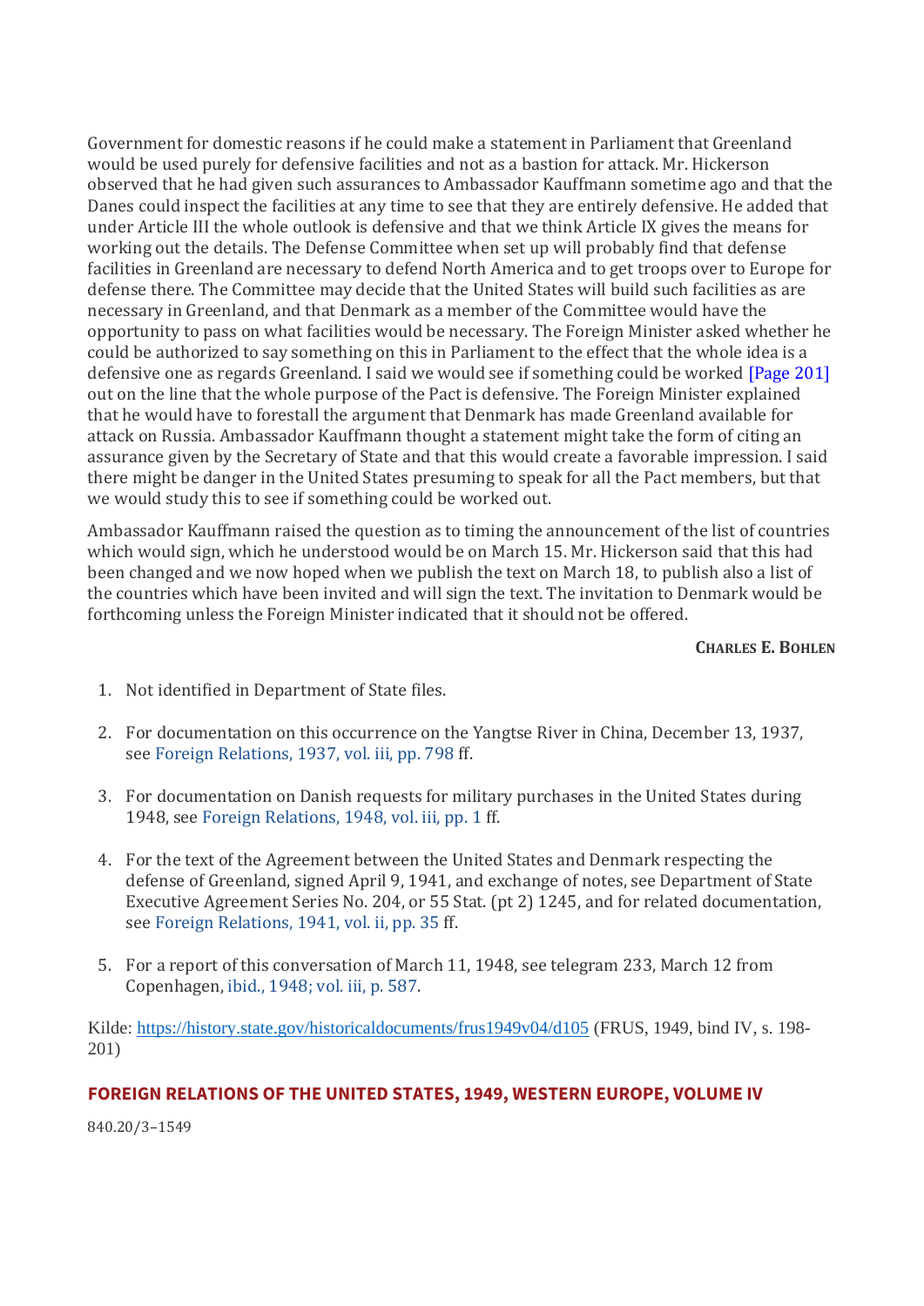Government for domestic reasons if he could make a statement in Parliament that Greenland would be used purely for defensive facilities and not as a bastion for attack. Mr. Hickerson observed that he had given such assurances to Ambassador Kauffmann sometime ago and that the Danes could inspect the facilities at any time to see that they are entirely defensive. He added that under Article III the whole outlook is defensive and that we think Article IX gives the means for working out the details. The Defense Committee when set up will probably find that defense facilities in Greenland are necessary to defend North America and to get troops over to Europe for defense there. The Committee may decide that the United States will build such facilities as are necessary in Greenland, and that Denmark as a member of the Committee would have the opportunity to pass on what facilities would be necessary. The Foreign Minister asked whether he could be authorized to say something on this in Parliament to the effect that the whole idea is a defensive one as regards Greenland. I said we would see if something could be worked [Page 201] out on the line that the whole purpose of the Pact is defensive. The Foreign Minister explained that he would have to forestall the argument that Denmark has made Greenland available for attack on Russia. Ambassador Kauffmann thought a statement might take the form of citing an assurance given by the Secretary of State and that this would create a favorable impression. I said there might be danger in the United States presuming to speak for all the Pact members, but that we would study this to see if something could be worked out.

Ambassador Kauffmann raised the question as to timing the announcement of the list of countries which would sign, which he understood would be on March 15. Mr. Hickerson said that this had been changed and we now hoped when we publish the text on March 18, to publish also a list of the countries which have been invited and will sign the text. The invitation to Denmark would be forthcoming unless the Foreign Minister indicated that it should not be offered.

**Charles E. Bohlen**

1. Not identified in Department of State files.
2. For documentation on this occurrence on the Yangtse River in China, December 13, 1937, see Foreign Relations, 1937, vol. iii, pp. 798 ff.
3. For documentation on Danish requests for military purchases in the United States during 1948, see Foreign Relations, 1948, vol. iii, pp. 1 ff.
4. For the text of the Agreement between the United States and Denmark respecting the defense of Greenland, signed April 9, 1941, and exchange of notes, see Department of State Executive Agreement Series No. 204, or 55 Stat. (pt 2) 1245, and for related documentation, see Foreign Relations, 1941, vol. ii, pp. 35 ff.
5. For a report of this conversation of March 11, 1948, see telegram 233, March 12 from Copenhagen, ibid., 1948; vol. iii, p. 587.

Kilde: https://history.state.gov/historicaldocuments/frus1949v04/d105 (FRUS, 1949, bind IV, s. 198-201)

## FOREIGN RELATIONS OF THE UNITED STATES, 1949, WESTERN EUROPE, VOLUME IV

840.20/3–1549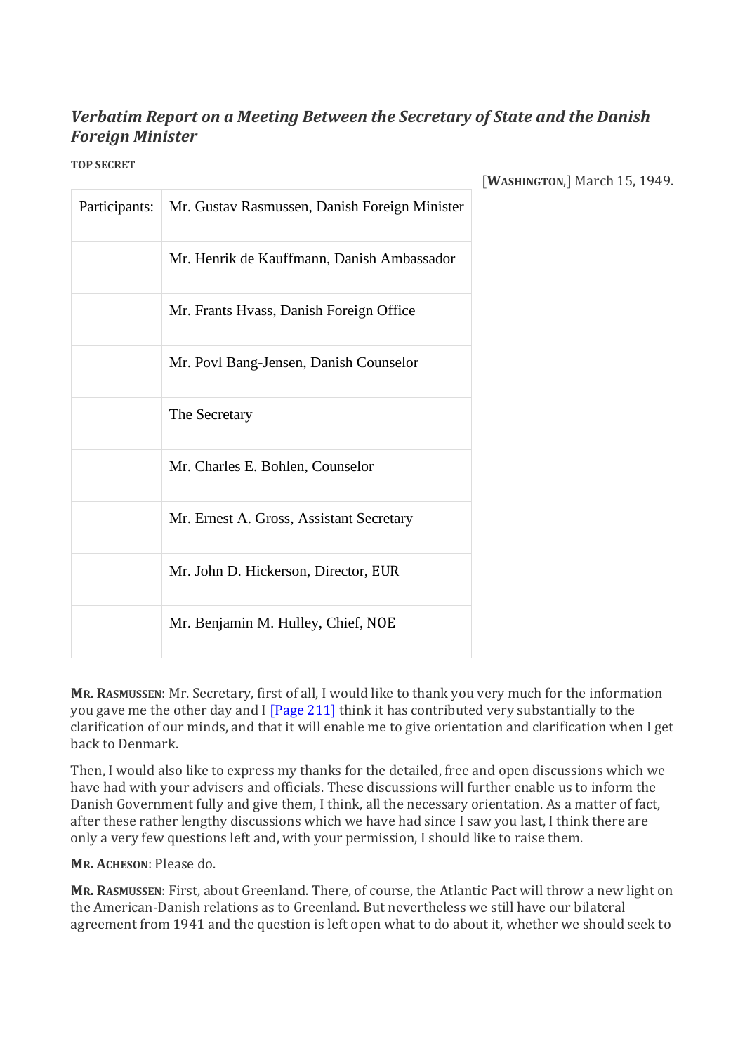## *Verbatim Report on a Meeting Between the Secretary of State and the Danish Foreign Minister*

**TOP SECRET**

[**WASHINGTON**,] March 15, 1949.

| Participants: | Mr. Gustav Rasmussen, Danish Foreign Minister |
|---|---|
| | Mr. Henrik de Kauffmann, Danish Ambassador |
| | Mr. Frants Hvass, Danish Foreign Office |
| | Mr. Povl Bang-Jensen, Danish Counselor |
| | The Secretary |
| | Mr. Charles E. Bohlen, Counselor |
| | Mr. Ernest A. Gross, Assistant Secretary |
| | Mr. John D. Hickerson, Director, EUR |
| | Mr. Benjamin M. Hulley, Chief, NOE |

**MR. RASMUSSEN**: Mr. Secretary, first of all, I would like to thank you very much for the information you gave me the other day and I [Page 211] think it has contributed very substantially to the clarification of our minds, and that it will enable me to give orientation and clarification when I get back to Denmark.

Then, I would also like to express my thanks for the detailed, free and open discussions which we have had with your advisers and officials. These discussions will further enable us to inform the Danish Government fully and give them, I think, all the necessary orientation. As a matter of fact, after these rather lengthy discussions which we have had since I saw you last, I think there are only a very few questions left and, with your permission, I should like to raise them.

**MR. ACHESON**: Please do.

**MR. RASMUSSEN**: First, about Greenland. There, of course, the Atlantic Pact will throw a new light on the American-Danish relations as to Greenland. But nevertheless we still have our bilateral agreement from 1941 and the question is left open what to do about it, whether we should seek to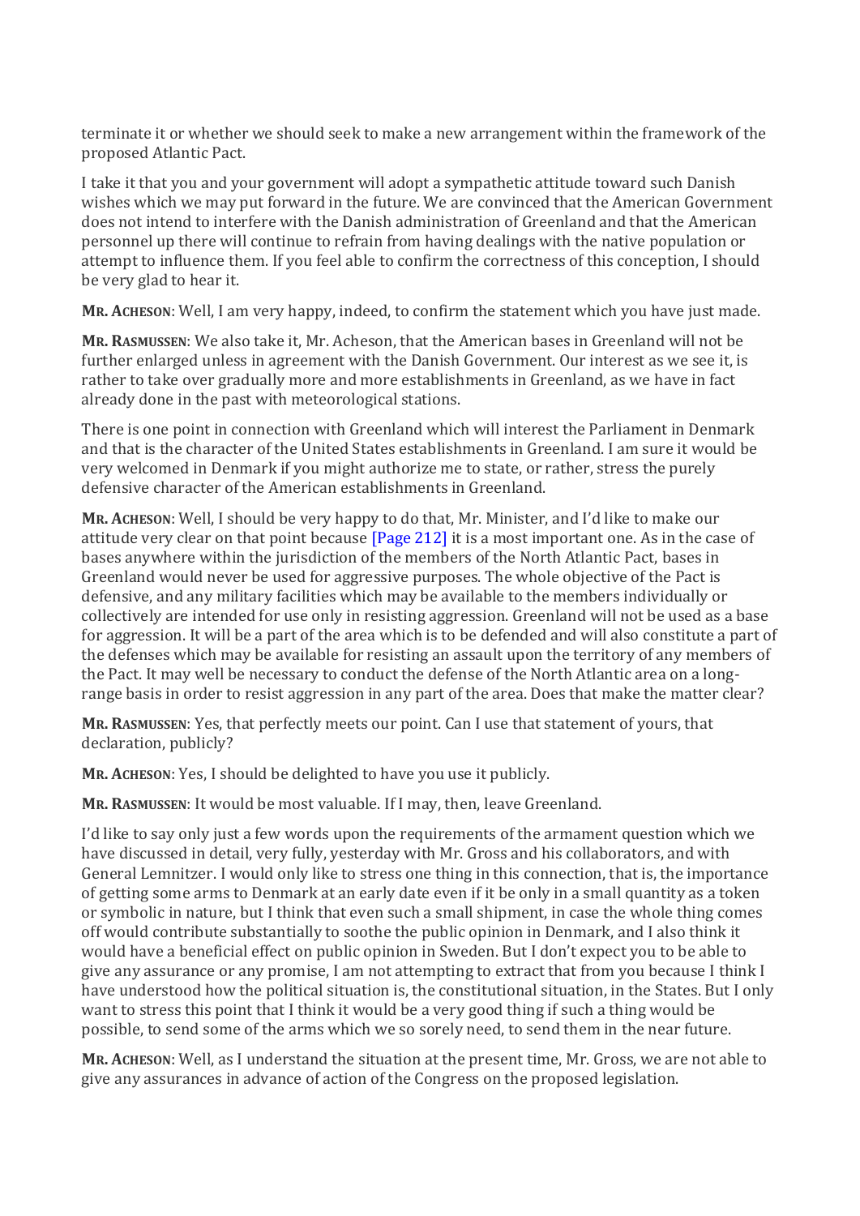terminate it or whether we should seek to make a new arrangement within the framework of the proposed Atlantic Pact.

I take it that you and your government will adopt a sympathetic attitude toward such Danish wishes which we may put forward in the future. We are convinced that the American Government does not intend to interfere with the Danish administration of Greenland and that the American personnel up there will continue to refrain from having dealings with the native population or attempt to influence them. If you feel able to confirm the correctness of this conception, I should be very glad to hear it.

**Mr. Acheson**: Well, I am very happy, indeed, to confirm the statement which you have just made.

**Mr. Rasmussen**: We also take it, Mr. Acheson, that the American bases in Greenland will not be further enlarged unless in agreement with the Danish Government. Our interest as we see it, is rather to take over gradually more and more establishments in Greenland, as we have in fact already done in the past with meteorological stations.

There is one point in connection with Greenland which will interest the Parliament in Denmark and that is the character of the United States establishments in Greenland. I am sure it would be very welcomed in Denmark if you might authorize me to state, or rather, stress the purely defensive character of the American establishments in Greenland.

**Mr. Acheson**: Well, I should be very happy to do that, Mr. Minister, and I'd like to make our attitude very clear on that point because [Page 212] it is a most important one. As in the case of bases anywhere within the jurisdiction of the members of the North Atlantic Pact, bases in Greenland would never be used for aggressive purposes. The whole objective of the Pact is defensive, and any military facilities which may be available to the members individually or collectively are intended for use only in resisting aggression. Greenland will not be used as a base for aggression. It will be a part of the area which is to be defended and will also constitute a part of the defenses which may be available for resisting an assault upon the territory of any members of the Pact. It may well be necessary to conduct the defense of the North Atlantic area on a long-range basis in order to resist aggression in any part of the area. Does that make the matter clear?

**Mr. Rasmussen**: Yes, that perfectly meets our point. Can I use that statement of yours, that declaration, publicly?

**Mr. Acheson**: Yes, I should be delighted to have you use it publicly.

**Mr. Rasmussen**: It would be most valuable. If I may, then, leave Greenland.

I'd like to say only just a few words upon the requirements of the armament question which we have discussed in detail, very fully, yesterday with Mr. Gross and his collaborators, and with General Lemnitzer. I would only like to stress one thing in this connection, that is, the importance of getting some arms to Denmark at an early date even if it be only in a small quantity as a token or symbolic in nature, but I think that even such a small shipment, in case the whole thing comes off would contribute substantially to soothe the public opinion in Denmark, and I also think it would have a beneficial effect on public opinion in Sweden. But I don't expect you to be able to give any assurance or any promise, I am not attempting to extract that from you because I think I have understood how the political situation is, the constitutional situation, in the States. But I only want to stress this point that I think it would be a very good thing if such a thing would be possible, to send some of the arms which we so sorely need, to send them in the near future.

**Mr. Acheson**: Well, as I understand the situation at the present time, Mr. Gross, we are not able to give any assurances in advance of action of the Congress on the proposed legislation.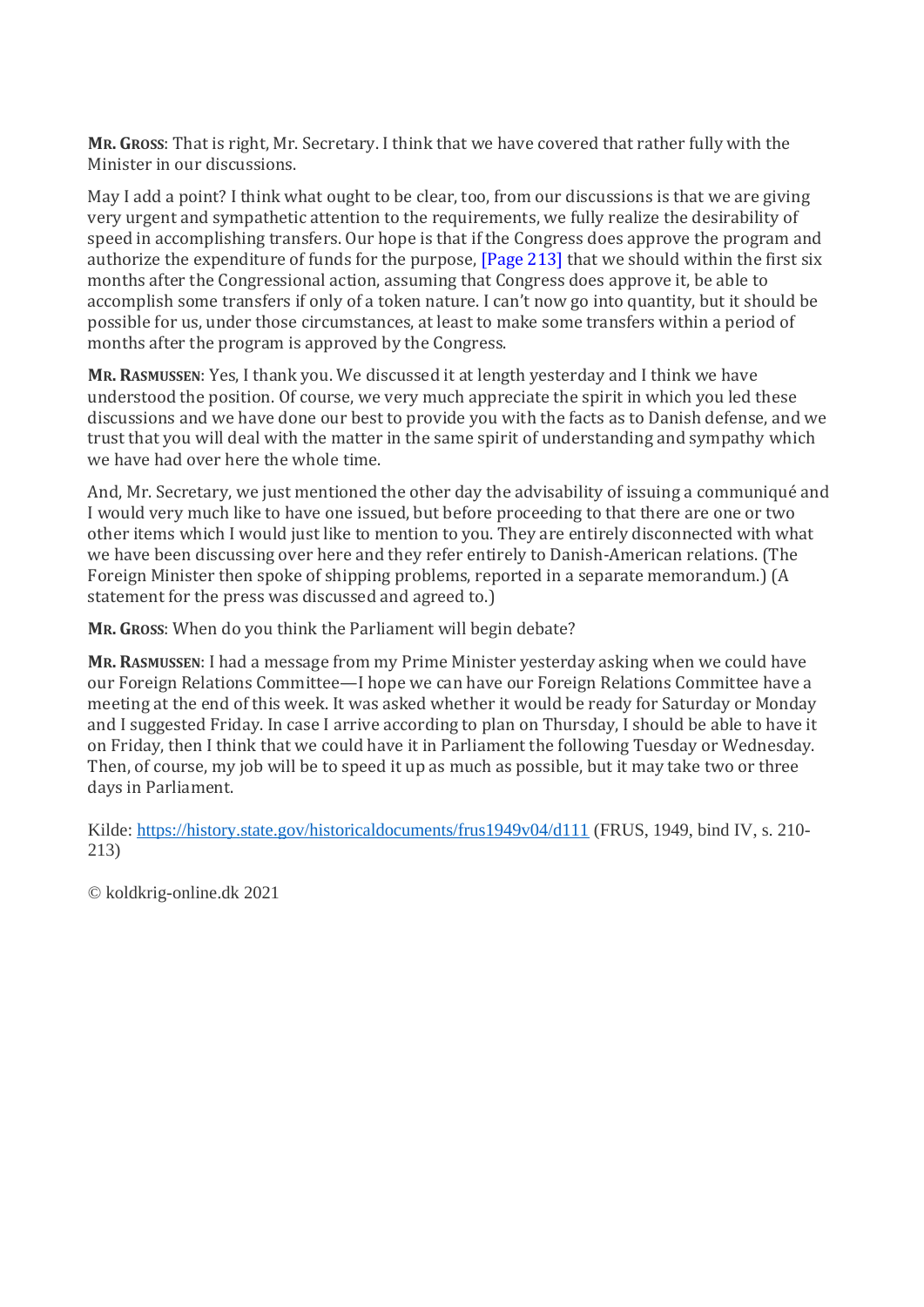**Mr. Gross**: That is right, Mr. Secretary. I think that we have covered that rather fully with the Minister in our discussions.

May I add a point? I think what ought to be clear, too, from our discussions is that we are giving very urgent and sympathetic attention to the requirements, we fully realize the desirability of speed in accomplishing transfers. Our hope is that if the Congress does approve the program and authorize the expenditure of funds for the purpose, [Page 213] that we should within the first six months after the Congressional action, assuming that Congress does approve it, be able to accomplish some transfers if only of a token nature. I can't now go into quantity, but it should be possible for us, under those circumstances, at least to make some transfers within a period of months after the program is approved by the Congress.

**Mr. Rasmussen**: Yes, I thank you. We discussed it at length yesterday and I think we have understood the position. Of course, we very much appreciate the spirit in which you led these discussions and we have done our best to provide you with the facts as to Danish defense, and we trust that you will deal with the matter in the same spirit of understanding and sympathy which we have had over here the whole time.

And, Mr. Secretary, we just mentioned the other day the advisability of issuing a communiqué and I would very much like to have one issued, but before proceeding to that there are one or two other items which I would just like to mention to you. They are entirely disconnected with what we have been discussing over here and they refer entirely to Danish-American relations. (The Foreign Minister then spoke of shipping problems, reported in a separate memorandum.) (A statement for the press was discussed and agreed to.)

**Mr. Gross**: When do you think the Parliament will begin debate?

**Mr. Rasmussen**: I had a message from my Prime Minister yesterday asking when we could have our Foreign Relations Committee—I hope we can have our Foreign Relations Committee have a meeting at the end of this week. It was asked whether it would be ready for Saturday or Monday and I suggested Friday. In case I arrive according to plan on Thursday, I should be able to have it on Friday, then I think that we could have it in Parliament the following Tuesday or Wednesday. Then, of course, my job will be to speed it up as much as possible, but it may take two or three days in Parliament.

Kilde: https://history.state.gov/historicaldocuments/frus1949v04/d111 (FRUS, 1949, bind IV, s. 210-213)

© koldkrig-online.dk 2021